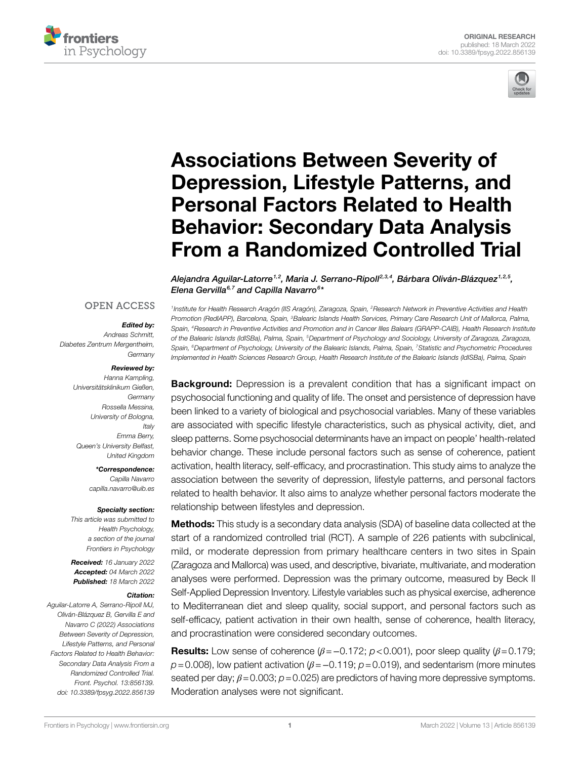ORIGINAL RESEARCH
published: 18 March 2022
doi: 10.3389/fpsyg.2022.856139

# Associations Between Severity of Depression, Lifestyle Patterns, and Personal Factors Related to Health Behavior: Secondary Data Analysis From a Randomized Controlled Trial

*Alejandra Aguilar-Latorre[1,2], Maria J. Serrano-Ripoll[2,3,4], Bárbara Oliván-Blázquez[1,2,5], Elena Gervilla[6,7] and Capilla Navarro[6]\**

[1]Institute for Health Research Aragón (IIS Aragón), Zaragoza, Spain, [2]Research Network in Preventive Activities and Health Promotion (RedIAPP), Barcelona, Spain, [3]Balearic Islands Health Services, Primary Care Research Unit of Mallorca, Palma, Spain, [4]Research in Preventive Activities and Promotion and in Cancer Illes Balears (GRAPP-CAIB), Health Research Institute of the Balearic Islands (IdISBa), Palma, Spain, [5]Department of Psychology and Sociology, University of Zaragoza, Zaragoza, Spain, [6]Department of Psychology, University of the Balearic Islands, Palma, Spain, [7]Statistic and Psychometric Procedures Implemented in Health Sciences Research Group, Health Research Institute of the Balearic Islands (IdISBa), Palma, Spain

OPEN ACCESS

***Edited by:***
Andreas Schmitt,
Diabetes Zentrum Mergentheim, Germany

***Reviewed by:***
Hanna Kampling,
Universitätsklinikum Gießen, Germany
Rossella Messina,
University of Bologna, Italy
Emma Berry,
Queen's University Belfast, United Kingdom

***\*Correspondence:***
Capilla Navarro
capilla.navarro@uib.es

***Specialty section:***
This article was submitted to Health Psychology, a section of the journal Frontiers in Psychology

***Received:*** 16 January 2022
***Accepted:*** 04 March 2022
***Published:*** 18 March 2022

***Citation:***
Aguilar-Latorre A, Serrano-Ripoll MJ, Oliván-Blázquez B, Gervilla E and Navarro C (2022) Associations Between Severity of Depression, Lifestyle Patterns, and Personal Factors Related to Health Behavior: Secondary Data Analysis From a Randomized Controlled Trial. Front. Psychol. 13:856139. doi: 10.3389/fpsyg.2022.856139

**Background:** Depression is a prevalent condition that has a significant impact on psychosocial functioning and quality of life. The onset and persistence of depression have been linked to a variety of biological and psychosocial variables. Many of these variables are associated with specific lifestyle characteristics, such as physical activity, diet, and sleep patterns. Some psychosocial determinants have an impact on people' health-related behavior change. These include personal factors such as sense of coherence, patient activation, health literacy, self-efficacy, and procrastination. This study aims to analyze the association between the severity of depression, lifestyle patterns, and personal factors related to health behavior. It also aims to analyze whether personal factors moderate the relationship between lifestyles and depression.

**Methods:** This study is a secondary data analysis (SDA) of baseline data collected at the start of a randomized controlled trial (RCT). A sample of 226 patients with subclinical, mild, or moderate depression from primary healthcare centers in two sites in Spain (Zaragoza and Mallorca) was used, and descriptive, bivariate, multivariate, and moderation analyses were performed. Depression was the primary outcome, measured by Beck II Self-Applied Depression Inventory. Lifestyle variables such as physical exercise, adherence to Mediterranean diet and sleep quality, social support, and personal factors such as self-efficacy, patient activation in their own health, sense of coherence, health literacy, and procrastination were considered secondary outcomes.

**Results:** Low sense of coherence ($\beta = -0.172$; $p < 0.001$), poor sleep quality ($\beta = 0.179$; $p = 0.008$), low patient activation ($\beta = -0.119$; $p = 0.019$), and sedentarism (more minutes seated per day; $\beta = 0.003$; $p = 0.025$) are predictors of having more depressive symptoms. Moderation analyses were not significant.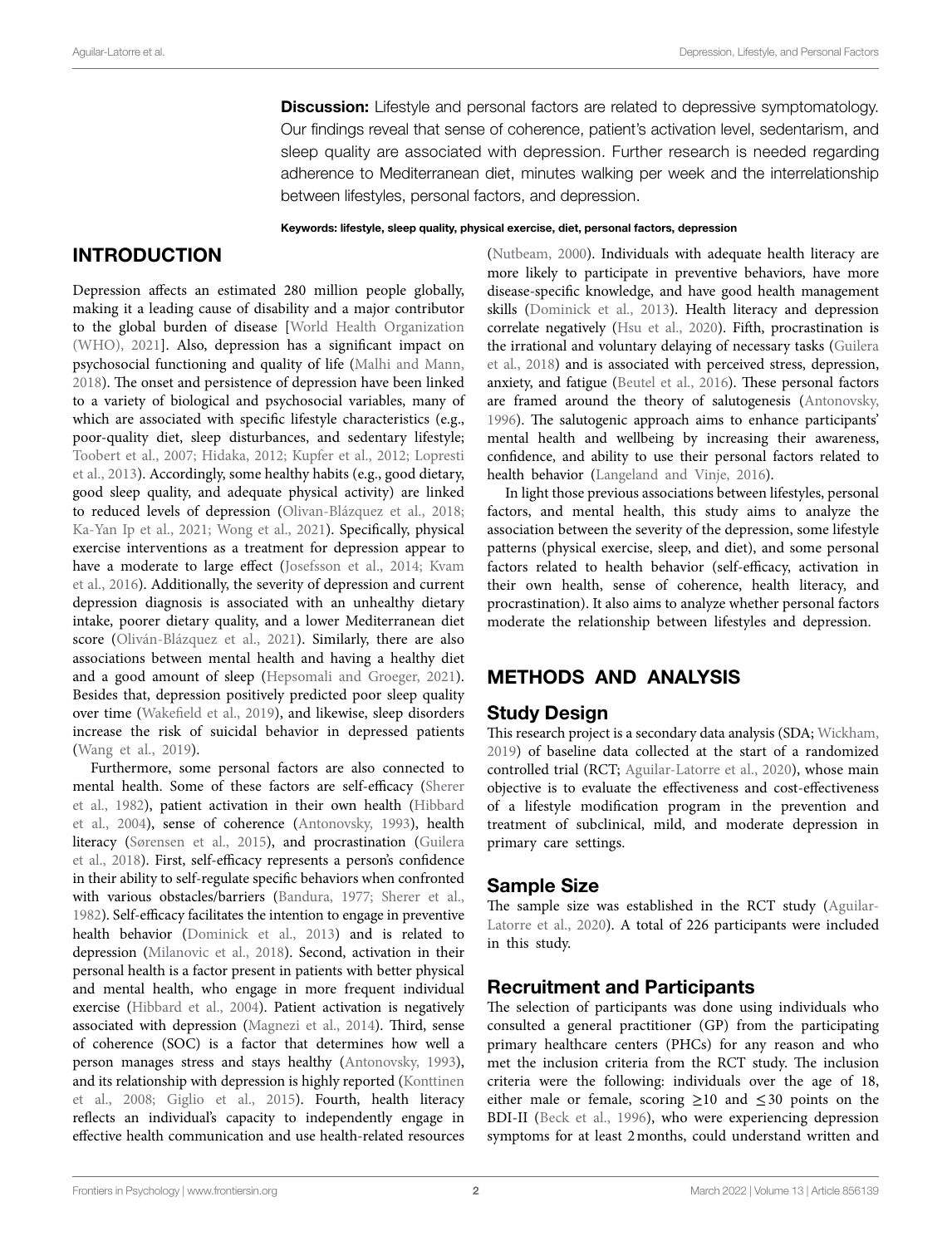**Discussion:** Lifestyle and personal factors are related to depressive symptomatology. Our findings reveal that sense of coherence, patient's activation level, sedentarism, and sleep quality are associated with depression. Further research is needed regarding adherence to Mediterranean diet, minutes walking per week and the interrelationship between lifestyles, personal factors, and depression.

**Keywords: lifestyle, sleep quality, physical exercise, diet, personal factors, depression**

## INTRODUCTION

Depression affects an estimated 280 million people globally, making it a leading cause of disability and a major contributor to the global burden of disease [World Health Organization (WHO), 2021]. Also, depression has a significant impact on psychosocial functioning and quality of life (Malhi and Mann, 2018). The onset and persistence of depression have been linked to a variety of biological and psychosocial variables, many of which are associated with specific lifestyle characteristics (e.g., poor-quality diet, sleep disturbances, and sedentary lifestyle; Toobert et al., 2007; Hidaka, 2012; Kupfer et al., 2012; Lopresti et al., 2013). Accordingly, some healthy habits (e.g., good dietary, good sleep quality, and adequate physical activity) are linked to reduced levels of depression (Olivan-Blázquez et al., 2018; Ka-Yan Ip et al., 2021; Wong et al., 2021). Specifically, physical exercise interventions as a treatment for depression appear to have a moderate to large effect (Josefsson et al., 2014; Kvam et al., 2016). Additionally, the severity of depression and current depression diagnosis is associated with an unhealthy dietary intake, poorer dietary quality, and a lower Mediterranean diet score (Oliván-Blázquez et al., 2021). Similarly, there are also associations between mental health and having a healthy diet and a good amount of sleep (Hepsomali and Groeger, 2021). Besides that, depression positively predicted poor sleep quality over time (Wakefield et al., 2019), and likewise, sleep disorders increase the risk of suicidal behavior in depressed patients (Wang et al., 2019).

Furthermore, some personal factors are also connected to mental health. Some of these factors are self-efficacy (Sherer et al., 1982), patient activation in their own health (Hibbard et al., 2004), sense of coherence (Antonovsky, 1993), health literacy (Sørensen et al., 2015), and procrastination (Guilera et al., 2018). First, self-efficacy represents a person's confidence in their ability to self-regulate specific behaviors when confronted with various obstacles/barriers (Bandura, 1977; Sherer et al., 1982). Self-efficacy facilitates the intention to engage in preventive health behavior (Dominick et al., 2013) and is related to depression (Milanovic et al., 2018). Second, activation in their personal health is a factor present in patients with better physical and mental health, who engage in more frequent individual exercise (Hibbard et al., 2004). Patient activation is negatively associated with depression (Magnezi et al., 2014). Third, sense of coherence (SOC) is a factor that determines how well a person manages stress and stays healthy (Antonovsky, 1993), and its relationship with depression is highly reported (Konttinen et al., 2008; Giglio et al., 2015). Fourth, health literacy reflects an individual's capacity to independently engage in effective health communication and use health-related resources (Nutbeam, 2000). Individuals with adequate health literacy are more likely to participate in preventive behaviors, have more disease-specific knowledge, and have good health management skills (Dominick et al., 2013). Health literacy and depression correlate negatively (Hsu et al., 2020). Fifth, procrastination is the irrational and voluntary delaying of necessary tasks (Guilera et al., 2018) and is associated with perceived stress, depression, anxiety, and fatigue (Beutel et al., 2016). These personal factors are framed around the theory of salutogenesis (Antonovsky, 1996). The salutogenic approach aims to enhance participants' mental health and wellbeing by increasing their awareness, confidence, and ability to use their personal factors related to health behavior (Langeland and Vinje, 2016).

In light those previous associations between lifestyles, personal factors, and mental health, this study aims to analyze the association between the severity of the depression, some lifestyle patterns (physical exercise, sleep, and diet), and some personal factors related to health behavior (self-efficacy, activation in their own health, sense of coherence, health literacy, and procrastination). It also aims to analyze whether personal factors moderate the relationship between lifestyles and depression.

## METHODS AND ANALYSIS

### Study Design

This research project is a secondary data analysis (SDA; Wickham, 2019) of baseline data collected at the start of a randomized controlled trial (RCT; Aguilar-Latorre et al., 2020), whose main objective is to evaluate the effectiveness and cost-effectiveness of a lifestyle modification program in the prevention and treatment of subclinical, mild, and moderate depression in primary care settings.

### Sample Size

The sample size was established in the RCT study (Aguilar-Latorre et al., 2020). A total of 226 participants were included in this study.

### Recruitment and Participants

The selection of participants was done using individuals who consulted a general practitioner (GP) from the participating primary healthcare centers (PHCs) for any reason and who met the inclusion criteria from the RCT study. The inclusion criteria were the following: individuals over the age of 18, either male or female, scoring ≥10 and ≤30 points on the BDI-II (Beck et al., 1996), who were experiencing depression symptoms for at least 2 months, could understand written and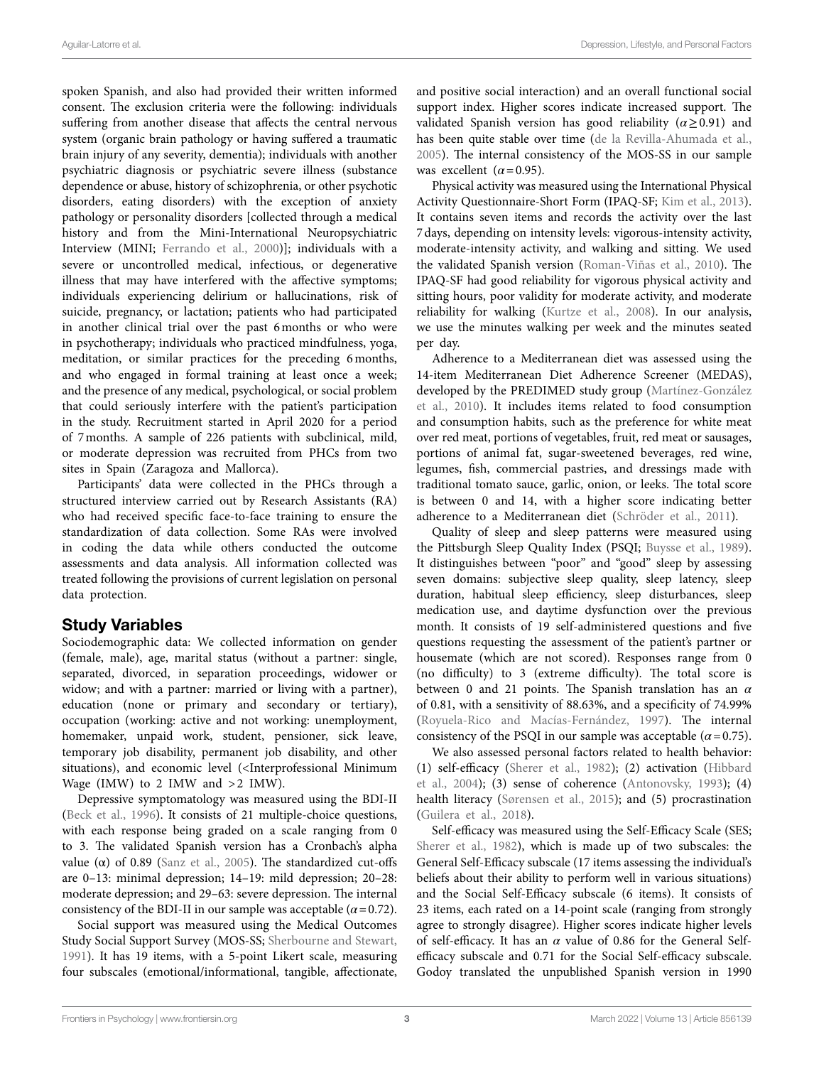spoken Spanish, and also had provided their written informed consent. The exclusion criteria were the following: individuals suffering from another disease that affects the central nervous system (organic brain pathology or having suffered a traumatic brain injury of any severity, dementia); individuals with another psychiatric diagnosis or psychiatric severe illness (substance dependence or abuse, history of schizophrenia, or other psychotic disorders, eating disorders) with the exception of anxiety pathology or personality disorders [collected through a medical history and from the Mini-International Neuropsychiatric Interview (MINI; Ferrando et al., 2000)]; individuals with a severe or uncontrolled medical, infectious, or degenerative illness that may have interfered with the affective symptoms; individuals experiencing delirium or hallucinations, risk of suicide, pregnancy, or lactation; patients who had participated in another clinical trial over the past 6 months or who were in psychotherapy; individuals who practiced mindfulness, yoga, meditation, or similar practices for the preceding 6 months, and who engaged in formal training at least once a week; and the presence of any medical, psychological, or social problem that could seriously interfere with the patient's participation in the study. Recruitment started in April 2020 for a period of 7 months. A sample of 226 patients with subclinical, mild, or moderate depression was recruited from PHCs from two sites in Spain (Zaragoza and Mallorca).

Participants' data were collected in the PHCs through a structured interview carried out by Research Assistants (RA) who had received specific face-to-face training to ensure the standardization of data collection. Some RAs were involved in coding the data while others conducted the outcome assessments and data analysis. All information collected was treated following the provisions of current legislation on personal data protection.

## Study Variables

Sociodemographic data: We collected information on gender (female, male), age, marital status (without a partner: single, separated, divorced, in separation proceedings, widower or widow; and with a partner: married or living with a partner), education (none or primary and secondary or tertiary), occupation (working: active and not working: unemployment, homemaker, unpaid work, student, pensioner, sick leave, temporary job disability, permanent job disability, and other situations), and economic level (<Interprofessional Minimum Wage (IMW) to 2 IMW and >2 IMW).

Depressive symptomatology was measured using the BDI-II (Beck et al., 1996). It consists of 21 multiple-choice questions, with each response being graded on a scale ranging from 0 to 3. The validated Spanish version has a Cronbach's alpha value (α) of 0.89 (Sanz et al., 2005). The standardized cut-offs are 0–13: minimal depression; 14–19: mild depression; 20–28: moderate depression; and 29–63: severe depression. The internal consistency of the BDI-II in our sample was acceptable ($\alpha = 0.72$).

Social support was measured using the Medical Outcomes Study Social Support Survey (MOS-SS; Sherbourne and Stewart, 1991). It has 19 items, with a 5-point Likert scale, measuring four subscales (emotional/informational, tangible, affectionate, and positive social interaction) and an overall functional social support index. Higher scores indicate increased support. The validated Spanish version has good reliability ($\alpha \geq 0.91$) and has been quite stable over time (de la Revilla-Ahumada et al., 2005). The internal consistency of the MOS-SS in our sample was excellent ($\alpha = 0.95$).

Physical activity was measured using the International Physical Activity Questionnaire-Short Form (IPAQ-SF; Kim et al., 2013). It contains seven items and records the activity over the last 7 days, depending on intensity levels: vigorous-intensity activity, moderate-intensity activity, and walking and sitting. We used the validated Spanish version (Roman-Viñas et al., 2010). The IPAQ-SF had good reliability for vigorous physical activity and sitting hours, poor validity for moderate activity, and moderate reliability for walking (Kurtze et al., 2008). In our analysis, we use the minutes walking per week and the minutes seated per day.

Adherence to a Mediterranean diet was assessed using the 14-item Mediterranean Diet Adherence Screener (MEDAS), developed by the PREDIMED study group (Martínez-González et al., 2010). It includes items related to food consumption and consumption habits, such as the preference for white meat over red meat, portions of vegetables, fruit, red meat or sausages, portions of animal fat, sugar-sweetened beverages, red wine, legumes, fish, commercial pastries, and dressings made with traditional tomato sauce, garlic, onion, or leeks. The total score is between 0 and 14, with a higher score indicating better adherence to a Mediterranean diet (Schröder et al., 2011).

Quality of sleep and sleep patterns were measured using the Pittsburgh Sleep Quality Index (PSQI; Buysse et al., 1989). It distinguishes between "poor" and "good" sleep by assessing seven domains: subjective sleep quality, sleep latency, sleep duration, habitual sleep efficiency, sleep disturbances, sleep medication use, and daytime dysfunction over the previous month. It consists of 19 self-administered questions and five questions requesting the assessment of the patient's partner or housemate (which are not scored). Responses range from 0 (no difficulty) to 3 (extreme difficulty). The total score is between 0 and 21 points. The Spanish translation has an $\alpha$ of 0.81, with a sensitivity of 88.63%, and a specificity of 74.99% (Royuela-Rico and Macías-Fernández, 1997). The internal consistency of the PSQI in our sample was acceptable ($\alpha = 0.75$).

We also assessed personal factors related to health behavior: (1) self-efficacy (Sherer et al., 1982); (2) activation (Hibbard et al., 2004); (3) sense of coherence (Antonovsky, 1993); (4) health literacy (Sørensen et al., 2015); and (5) procrastination (Guilera et al., 2018).

Self-efficacy was measured using the Self-Efficacy Scale (SES; Sherer et al., 1982), which is made up of two subscales: the General Self-Efficacy subscale (17 items assessing the individual's beliefs about their ability to perform well in various situations) and the Social Self-Efficacy subscale (6 items). It consists of 23 items, each rated on a 14-point scale (ranging from strongly agree to strongly disagree). Higher scores indicate higher levels of self-efficacy. It has an $\alpha$ value of 0.86 for the General Self-efficacy subscale and 0.71 for the Social Self-efficacy subscale. Godoy translated the unpublished Spanish version in 1990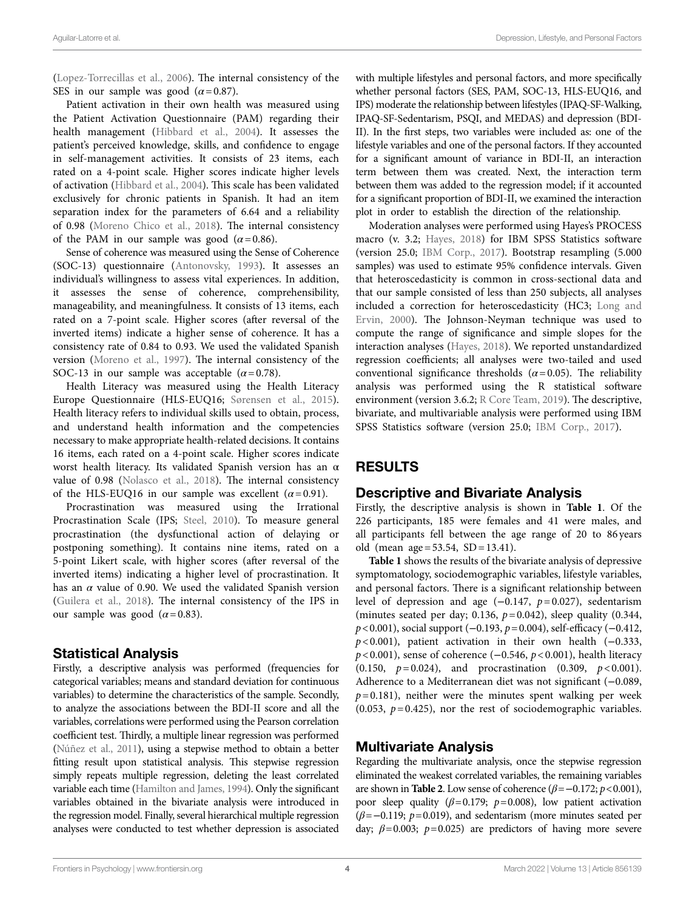(Lopez-Torrecillas et al., 2006). The internal consistency of the SES in our sample was good ($\alpha = 0.87$).

Patient activation in their own health was measured using the Patient Activation Questionnaire (PAM) regarding their health management (Hibbard et al., 2004). It assesses the patient's perceived knowledge, skills, and confidence to engage in self-management activities. It consists of 23 items, each rated on a 4-point scale. Higher scores indicate higher levels of activation (Hibbard et al., 2004). This scale has been validated exclusively for chronic patients in Spanish. It had an item separation index for the parameters of 6.64 and a reliability of 0.98 (Moreno Chico et al., 2018). The internal consistency of the PAM in our sample was good ($\alpha = 0.86$).

Sense of coherence was measured using the Sense of Coherence (SOC-13) questionnaire (Antonovsky, 1993). It assesses an individual's willingness to assess vital experiences. In addition, it assesses the sense of coherence, comprehensibility, manageability, and meaningfulness. It consists of 13 items, each rated on a 7-point scale. Higher scores (after reversal of the inverted items) indicate a higher sense of coherence. It has a consistency rate of 0.84 to 0.93. We used the validated Spanish version (Moreno et al., 1997). The internal consistency of the SOC-13 in our sample was acceptable ($\alpha = 0.78$).

Health Literacy was measured using the Health Literacy Europe Questionnaire (HLS-EUQ16; Sørensen et al., 2015). Health literacy refers to individual skills used to obtain, process, and understand health information and the competencies necessary to make appropriate health-related decisions. It contains 16 items, each rated on a 4-point scale. Higher scores indicate worst health literacy. Its validated Spanish version has an $\alpha$ value of 0.98 (Nolasco et al., 2018). The internal consistency of the HLS-EUQ16 in our sample was excellent ($\alpha = 0.91$).

Procrastination was measured using the Irrational Procrastination Scale (IPS; Steel, 2010). To measure general procrastination (the dysfunctional action of delaying or postponing something). It contains nine items, rated on a 5-point Likert scale, with higher scores (after reversal of the inverted items) indicating a higher level of procrastination. It has an $\alpha$ value of 0.90. We used the validated Spanish version (Guilera et al., 2018). The internal consistency of the IPS in our sample was good ($\alpha = 0.83$).

## Statistical Analysis

Firstly, a descriptive analysis was performed (frequencies for categorical variables; means and standard deviation for continuous variables) to determine the characteristics of the sample. Secondly, to analyze the associations between the BDI-II score and all the variables, correlations were performed using the Pearson correlation coefficient test. Thirdly, a multiple linear regression was performed (Núñez et al., 2011), using a stepwise method to obtain a better fitting result upon statistical analysis. This stepwise regression simply repeats multiple regression, deleting the least correlated variable each time (Hamilton and James, 1994). Only the significant variables obtained in the bivariate analysis were introduced in the regression model. Finally, several hierarchical multiple regression analyses were conducted to test whether depression is associated with multiple lifestyles and personal factors, and more specifically whether personal factors (SES, PAM, SOC-13, HLS-EUQ16, and IPS) moderate the relationship between lifestyles (IPAQ-SF-Walking, IPAQ-SF-Sedentarism, PSQI, and MEDAS) and depression (BDI-II). In the first steps, two variables were included as: one of the lifestyle variables and one of the personal factors. If they accounted for a significant amount of variance in BDI-II, an interaction term between them was created. Next, the interaction term between them was added to the regression model; if it accounted for a significant proportion of BDI-II, we examined the interaction plot in order to establish the direction of the relationship.

Moderation analyses were performed using Hayes's PROCESS macro (v. 3.2; Hayes, 2018) for IBM SPSS Statistics software (version 25.0; IBM Corp., 2017). Bootstrap resampling (5.000 samples) was used to estimate 95% confidence intervals. Given that heteroscedasticity is common in cross-sectional data and that our sample consisted of less than 250 subjects, all analyses included a correction for heteroscedasticity (HC3; Long and Ervin, 2000). The Johnson-Neyman technique was used to compute the range of significance and simple slopes for the interaction analyses (Hayes, 2018). We reported unstandardized regression coefficients; all analyses were two-tailed and used conventional significance thresholds ($\alpha = 0.05$). The reliability analysis was performed using the R statistical software environment (version 3.6.2; R Core Team, 2019). The descriptive, bivariate, and multivariable analysis were performed using IBM SPSS Statistics software (version 25.0; IBM Corp., 2017).

# RESULTS

## Descriptive and Bivariate Analysis

Firstly, the descriptive analysis is shown in **Table 1**. Of the 226 participants, 185 were females and 41 were males, and all participants fell between the age range of 20 to 86 years old (mean age = 53.54, SD = 13.41).

**Table 1** shows the results of the bivariate analysis of depressive symptomatology, sociodemographic variables, lifestyle variables, and personal factors. There is a significant relationship between level of depression and age (−0.147, $p = 0.027$), sedentarism (minutes seated per day; 0.136, $p = 0.042$), sleep quality (0.344, $p < 0.001$), social support (−0.193, $p = 0.004$), self-efficacy (−0.412, $p < 0.001$), patient activation in their own health (−0.333, $p < 0.001$), sense of coherence (−0.546, $p < 0.001$), health literacy (0.150, $p = 0.024$), and procrastination (0.309, $p < 0.001$). Adherence to a Mediterranean diet was not significant (−0.089, $p = 0.181$), neither were the minutes spent walking per week (0.053, $p = 0.425$), nor the rest of sociodemographic variables.

## Multivariate Analysis

Regarding the multivariate analysis, once the stepwise regression eliminated the weakest correlated variables, the remaining variables are shown in **Table 2**. Low sense of coherence ($\beta = -0.172$; $p < 0.001$), poor sleep quality ($\beta = 0.179$; $p = 0.008$), low patient activation ($\beta = -0.119$; $p = 0.019$), and sedentarism (more minutes seated per day; $\beta = 0.003$; $p = 0.025$) are predictors of having more severe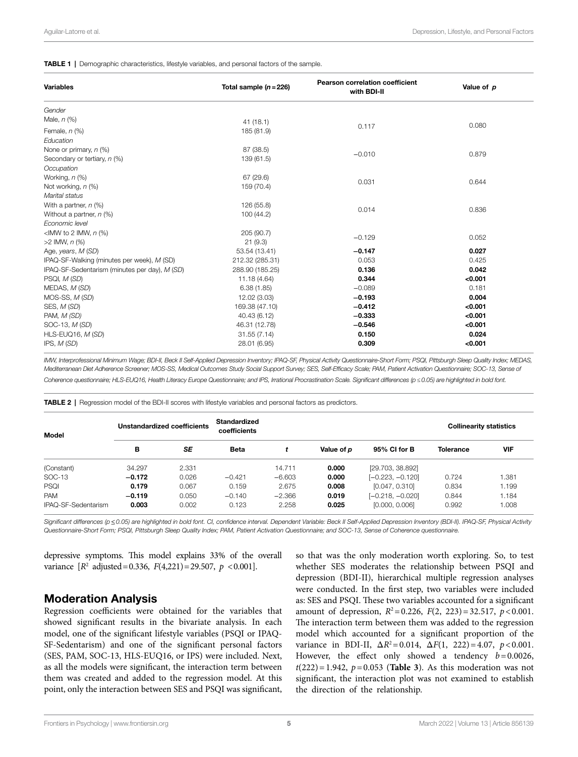**TABLE 1** | Demographic characteristics, lifestyle variables, and personal factors of the sample.

| Variables | Total sample ($n = 226$) | Pearson correlation coefficient with BDI-II | Value of $p$ |
|---|---|---|---|
| *Gender* | | | |
| Male, $n$ (%) | 41 (18.1) | 0.117 | 0.080 |
| Female, $n$ (%) | 185 (81.9) | | |
| *Education* | | | |
| None or primary, $n$ (%) | 87 (38.5) | −0.010 | 0.879 |
| Secondary or tertiary, $n$ (%) | 139 (61.5) | | |
| *Occupation* | | | |
| Working, $n$ (%) | 67 (29.6) | 0.031 | 0.644 |
| Not working, $n$ (%) | 159 (70.4) | | |
| *Marital status* | | | |
| With a partner, $n$ (%) | 126 (55.8) | 0.014 | 0.836 |
| Without a partner, $n$ (%) | 100 (44.2) | | |
| *Economic level* | | | |
| <IMW to 2 IMW, $n$ (%) | 205 (90.7) | −0.129 | 0.052 |
| >2 IMW, $n$ (%) | 21 (9.3) | | |
| Age, *years*, $M$ (*SD*) | 53.54 (13.41) | **−0.147** | **0.027** |
| IPAQ-SF-Walking (minutes per week), $M$ (SD) | 212.32 (285.31) | 0.053 | 0.425 |
| IPAQ-SF-Sedentarism (minutes per day), $M$ (SD) | 288.90 (185.25) | **0.136** | **0.042** |
| PSQI, $M$ (*SD*) | 11.18 (4.64) | **0.344** | **<0.001** |
| MEDAS, $M$ (*SD*) | 6.38 (1.85) | −0.089 | 0.181 |
| MOS-SS, $M$ (*SD*) | 12.02 (3.03) | **−0.193** | **0.004** |
| SES, $M$ (*SD*) | 169.38 (47.10) | **−0.412** | **<0.001** |
| PAM, $M$ (*SD*) | 40.43 (6.12) | **−0.333** | **<0.001** |
| SOC-13, $M$ (*SD*) | 46.31 (12.78) | **−0.546** | **<0.001** |
| HLS-EUQ16, $M$ (*SD*) | 31.55 (7.14) | **0.150** | **0.024** |
| IPS, $M$ (*SD*) | 28.01 (6.95) | **0.309** | **<0.001** |

*IMW, Interprofessional Minimum Wage; BDI-II, Beck II Self-Applied Depression Inventory; IPAQ-SF, Physical Activity Questionnaire-Short Form; PSQI, Pittsburgh Sleep Quality Index; MEDAS, Mediterranean Diet Adherence Screener; MOS-SS, Medical Outcomes Study Social Support Survey; SES, Self-Efficacy Scale; PAM, Patient Activation Questionnaire; SOC-13, Sense of Coherence questionnaire; HLS-EUQ16, Health Literacy Europe Questionnaire; and IPS, Irrational Procrastination Scale. Significant differences ($p \leq 0.05$) are highlighted in bold font.*

**TABLE 2** | Regression model of the BDI-II scores with lifestyle variables and personal factors as predictors.

| Model | Unstandardized coefficients | | Standardized coefficients | | | | Collinearity statistics | |
|---|---|---|---|---|---|---|---|---|
| | B | *SE* | Beta | $t$ | Value of $p$ | 95% CI for B | Tolerance | VIF |
| (Constant) | 34.297 | 2.331 | | 14.711 | **0.000** | [29.703, 38.892] | | |
| SOC-13 | **−0.172** | 0.026 | −0.421 | −6.603 | **0.000** | [−0.223, −0.120] | 0.724 | 1.381 |
| PSQI | **0.179** | 0.067 | 0.159 | 2.675 | **0.008** | [0.047, 0.310] | 0.834 | 1.199 |
| PAM | **−0.119** | 0.050 | −0.140 | −2.366 | **0.019** | [−0.218, −0.020] | 0.844 | 1.184 |
| IPAQ-SF-Sedentarism | **0.003** | 0.002 | 0.123 | 2.258 | **0.025** | [0.000, 0.006] | 0.992 | 1.008 |

*Significant differences ($p \leq 0.05$) are highlighted in bold font. CI, confidence interval. Dependent Variable: Beck II Self-Applied Depression Inventory (BDI-II). IPAQ-SF, Physical Activity Questionnaire-Short Form; PSQI, Pittsburgh Sleep Quality Index; PAM, Patient Activation Questionnaire; and SOC-13, Sense of Coherence questionnaire.*

depressive symptoms. This model explains 33% of the overall variance [$R^2$ adjusted = 0.336, $F(4,221) = 29.507$, $p < 0.001$].

## Moderation Analysis

Regression coefficients were obtained for the variables that showed significant results in the bivariate analysis. In each model, one of the significant lifestyle variables (PSQI or IPAQ-SF-Sedentarism) and one of the significant personal factors (SES, PAM, SOC-13, HLS-EUQ16, or IPS) were included. Next, as all the models were significant, the interaction term between them was created and added to the regression model. At this point, only the interaction between SES and PSQI was significant, so that was the only moderation worth exploring. So, to test whether SES moderates the relationship between PSQI and depression (BDI-II), hierarchical multiple regression analyses were conducted. In the first step, two variables were included as: SES and PSQI. These two variables accounted for a significant amount of depression, $R^2 = 0.226$, $F(2, 223) = 32.517$, $p < 0.001$. The interaction term between them was added to the regression model which accounted for a significant proportion of the variance in BDI-II, $\Delta R^2 = 0.014$, $\Delta F(1, 222) = 4.07$, $p < 0.001$. However, the effect only showed a tendency $b = 0.0026$, $t(222) = 1.942$, $p = 0.053$ (**Table 3**). As this moderation was not significant, the interaction plot was not examined to establish the direction of the relationship.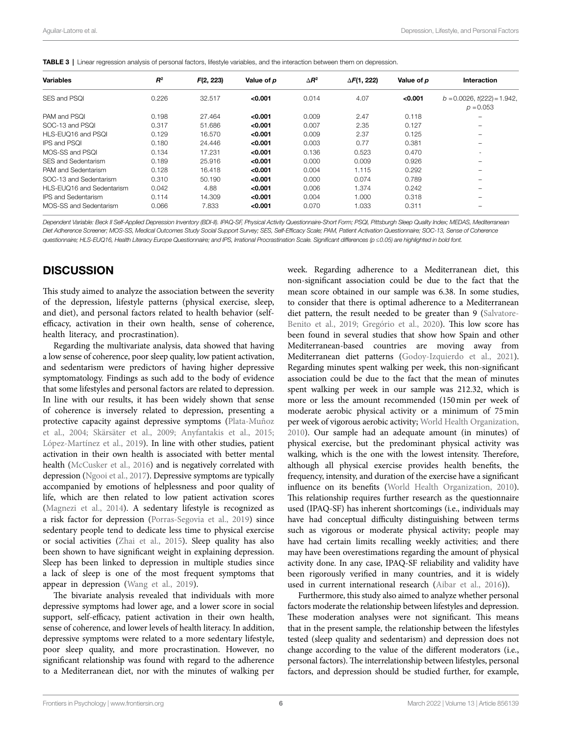**TABLE 3** | Linear regression analysis of personal factors, lifestyle variables, and the interaction between them on depression.

| Variables | $R^2$ | $F$(2, 223) | Value of $p$ | $\Delta R^2$ | $\Delta F$(1, 222) | Value of $p$ | Interaction |
|---|---|---|---|---|---|---|---|
| SES and PSQI | 0.226 | 32.517 | **<0.001** | 0.014 | 4.07 | **<0.001** | $b = 0.0026$, $t(222) = 1.942$, $p = 0.053$ |
| PAM and PSQI | 0.198 | 27.464 | **<0.001** | 0.009 | 2.47 | 0.118 | – |
| SOC-13 and PSQI | 0.317 | 51.686 | **<0.001** | 0.007 | 2.35 | 0.127 | – |
| HLS-EUQ16 and PSQI | 0.129 | 16.570 | **<0.001** | 0.009 | 2.37 | 0.125 | – |
| IPS and PSQI | 0.180 | 24.446 | **<0.001** | 0.003 | 0.77 | 0.381 | – |
| MOS-SS and PSQI | 0.134 | 17.231 | **<0.001** | 0.136 | 0.523 | 0.470 | - |
| SES and Sedentarism | 0.189 | 25.916 | **<0.001** | 0.000 | 0.009 | 0.926 | – |
| PAM and Sedentarism | 0.128 | 16.418 | **<0.001** | 0.004 | 1.115 | 0.292 | – |
| SOC-13 and Sedentarism | 0.310 | 50.190 | **<0.001** | 0.000 | 0.074 | 0.789 | – |
| HLS-EUQ16 and Sedentarism | 0.042 | 4.88 | **<0.001** | 0.006 | 1.374 | 0.242 | – |
| IPS and Sedentarism | 0.114 | 14.309 | **<0.001** | 0.004 | 1.000 | 0.318 | – |
| MOS-SS and Sedentarism | 0.066 | 7.833 | **<0.001** | 0.070 | 1.033 | 0.311 | – |

*Dependent Variable: Beck II Self-Applied Depression Inventory (BDI-II). IPAQ-SF, Physical Activity Questionnaire-Short Form; PSQI, Pittsburgh Sleep Quality Index; MEDAS, Mediterranean Diet Adherence Screener; MOS-SS, Medical Outcomes Study Social Support Survey; SES, Self-Efficacy Scale; PAM, Patient Activation Questionnaire; SOC-13, Sense of Coherence questionnaire; HLS-EUQ16, Health Literacy Europe Questionnaire; and IPS, Irrational Procrastination Scale. Significant differences ($p \leq 0.05$) are highlighted in bold font.*

## DISCUSSION

This study aimed to analyze the association between the severity of the depression, lifestyle patterns (physical exercise, sleep, and diet), and personal factors related to health behavior (self-efficacy, activation in their own health, sense of coherence, health literacy, and procrastination).

Regarding the multivariate analysis, data showed that having a low sense of coherence, poor sleep quality, low patient activation, and sedentarism were predictors of having higher depressive symptomatology. Findings as such add to the body of evidence that some lifestyles and personal factors are related to depression. In line with our results, it has been widely shown that sense of coherence is inversely related to depression, presenting a protective capacity against depressive symptoms (Plata-Muñoz et al., 2004; Skärsäter et al., 2009; Anyfantakis et al., 2015; López-Martínez et al., 2019). In line with other studies, patient activation in their own health is associated with better mental health (McCusker et al., 2016) and is negatively correlated with depression (Ngooi et al., 2017). Depressive symptoms are typically accompanied by emotions of helplessness and poor quality of life, which are then related to low patient activation scores (Magnezi et al., 2014). A sedentary lifestyle is recognized as a risk factor for depression (Porras-Segovia et al., 2019) since sedentary people tend to dedicate less time to physical exercise or social activities (Zhai et al., 2015). Sleep quality has also been shown to have significant weight in explaining depression. Sleep has been linked to depression in multiple studies since a lack of sleep is one of the most frequent symptoms that appear in depression (Wang et al., 2019).

The bivariate analysis revealed that individuals with more depressive symptoms had lower age, and a lower score in social support, self-efficacy, patient activation in their own health, sense of coherence, and lower levels of health literacy. In addition, depressive symptoms were related to a more sedentary lifestyle, poor sleep quality, and more procrastination. However, no significant relationship was found with regard to the adherence to a Mediterranean diet, nor with the minutes of walking per week. Regarding adherence to a Mediterranean diet, this non-significant association could be due to the fact that the mean score obtained in our sample was 6.38. In some studies, to consider that there is optimal adherence to a Mediterranean diet pattern, the result needed to be greater than 9 (Salvatore-Benito et al., 2019; Gregório et al., 2020). This low score has been found in several studies that show how Spain and other Mediterranean-based countries are moving away from Mediterranean diet patterns (Godoy-Izquierdo et al., 2021). Regarding minutes spent walking per week, this non-significant association could be due to the fact that the mean of minutes spent walking per week in our sample was 212.32, which is more or less the amount recommended (150 min per week of moderate aerobic physical activity or a minimum of 75 min per week of vigorous aerobic activity; World Health Organization, 2010). Our sample had an adequate amount (in minutes) of physical exercise, but the predominant physical activity was walking, which is the one with the lowest intensity. Therefore, although all physical exercise provides health benefits, the frequency, intensity, and duration of the exercise have a significant influence on its benefits (World Health Organization, 2010). This relationship requires further research as the questionnaire used (IPAQ-SF) has inherent shortcomings (i.e., individuals may have had conceptual difficulty distinguishing between terms such as vigorous or moderate physical activity; people may have had certain limits recalling weekly activities; and there may have been overestimations regarding the amount of physical activity done. In any case, IPAQ-SF reliability and validity have been rigorously verified in many countries, and it is widely used in current international research (Aibar et al., 2016)).

Furthermore, this study also aimed to analyze whether personal factors moderate the relationship between lifestyles and depression. These moderation analyses were not significant. This means that in the present sample, the relationship between the lifestyles tested (sleep quality and sedentarism) and depression does not change according to the value of the different moderators (i.e., personal factors). The interrelationship between lifestyles, personal factors, and depression should be studied further, for example,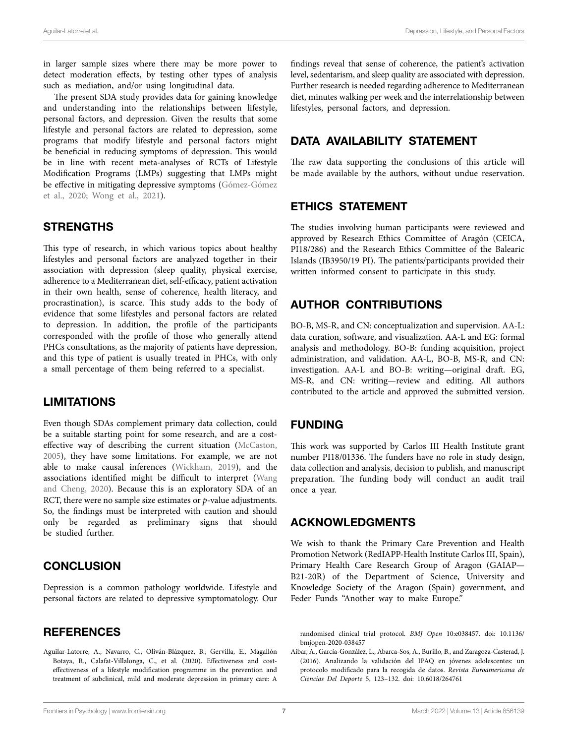in larger sample sizes where there may be more power to detect moderation effects, by testing other types of analysis such as mediation, and/or using longitudinal data.

The present SDA study provides data for gaining knowledge and understanding into the relationships between lifestyle, personal factors, and depression. Given the results that some lifestyle and personal factors are related to depression, some programs that modify lifestyle and personal factors might be beneficial in reducing symptoms of depression. This would be in line with recent meta-analyses of RCTs of Lifestyle Modification Programs (LMPs) suggesting that LMPs might be effective in mitigating depressive symptoms (Gómez-Gómez et al., 2020; Wong et al., 2021).

## STRENGTHS

This type of research, in which various topics about healthy lifestyles and personal factors are analyzed together in their association with depression (sleep quality, physical exercise, adherence to a Mediterranean diet, self-efficacy, patient activation in their own health, sense of coherence, health literacy, and procrastination), is scarce. This study adds to the body of evidence that some lifestyles and personal factors are related to depression. In addition, the profile of the participants corresponded with the profile of those who generally attend PHCs consultations, as the majority of patients have depression, and this type of patient is usually treated in PHCs, with only a small percentage of them being referred to a specialist.

## LIMITATIONS

Even though SDAs complement primary data collection, could be a suitable starting point for some research, and are a cost-effective way of describing the current situation (McCaston, 2005), they have some limitations. For example, we are not able to make causal inferences (Wickham, 2019), and the associations identified might be difficult to interpret (Wang and Cheng, 2020). Because this is an exploratory SDA of an RCT, there were no sample size estimates or *p*-value adjustments. So, the findings must be interpreted with caution and should only be regarded as preliminary signs that should be studied further.

## CONCLUSION

Depression is a common pathology worldwide. Lifestyle and personal factors are related to depressive symptomatology. Our findings reveal that sense of coherence, the patient's activation level, sedentarism, and sleep quality are associated with depression. Further research is needed regarding adherence to Mediterranean diet, minutes walking per week and the interrelationship between lifestyles, personal factors, and depression.

## DATA AVAILABILITY STATEMENT

The raw data supporting the conclusions of this article will be made available by the authors, without undue reservation.

## ETHICS STATEMENT

The studies involving human participants were reviewed and approved by Research Ethics Committee of Aragón (CEICA, PI18/286) and the Research Ethics Committee of the Balearic Islands (IB3950/19 PI). The patients/participants provided their written informed consent to participate in this study.

## AUTHOR CONTRIBUTIONS

BO-B, MS-R, and CN: conceptualization and supervision. AA-L: data curation, software, and visualization. AA-L and EG: formal analysis and methodology. BO-B: funding acquisition, project administration, and validation. AA-L, BO-B, MS-R, and CN: investigation. AA-L and BO-B: writing—original draft. EG, MS-R, and CN: writing—review and editing. All authors contributed to the article and approved the submitted version.

## FUNDING

This work was supported by Carlos III Health Institute grant number PI18/01336. The funders have no role in study design, data collection and analysis, decision to publish, and manuscript preparation. The funding body will conduct an audit trail once a year.

## ACKNOWLEDGMENTS

We wish to thank the Primary Care Prevention and Health Promotion Network (RedIAPP-Health Institute Carlos III, Spain), Primary Health Care Research Group of Aragon (GAIAP—B21-20R) of the Department of Science, University and Knowledge Society of the Aragon (Spain) government, and Feder Funds "Another way to make Europe."

## REFERENCES

Aguilar-Latorre, A., Navarro, C., Oliván-Blázquez, B., Gervilla, E., Magallón Botaya, R., Calafat-Villalonga, C., et al. (2020). Effectiveness and cost-effectiveness of a lifestyle modification programme in the prevention and treatment of subclinical, mild and moderate depression in primary care: A randomised clinical trial protocol. *BMJ Open* 10:e038457. doi: 10.1136/bmjopen-2020-038457

Aibar, A., García-González, L., Abarca-Sos, A., Burillo, B., and Zaragoza-Casterad, J. (2016). Analizando la validación del IPAQ en jóvenes adolescentes: un protocolo modificado para la recogida de datos. *Revista Euroamericana de Ciencias Del Deporte* 5, 123–132. doi: 10.6018/264761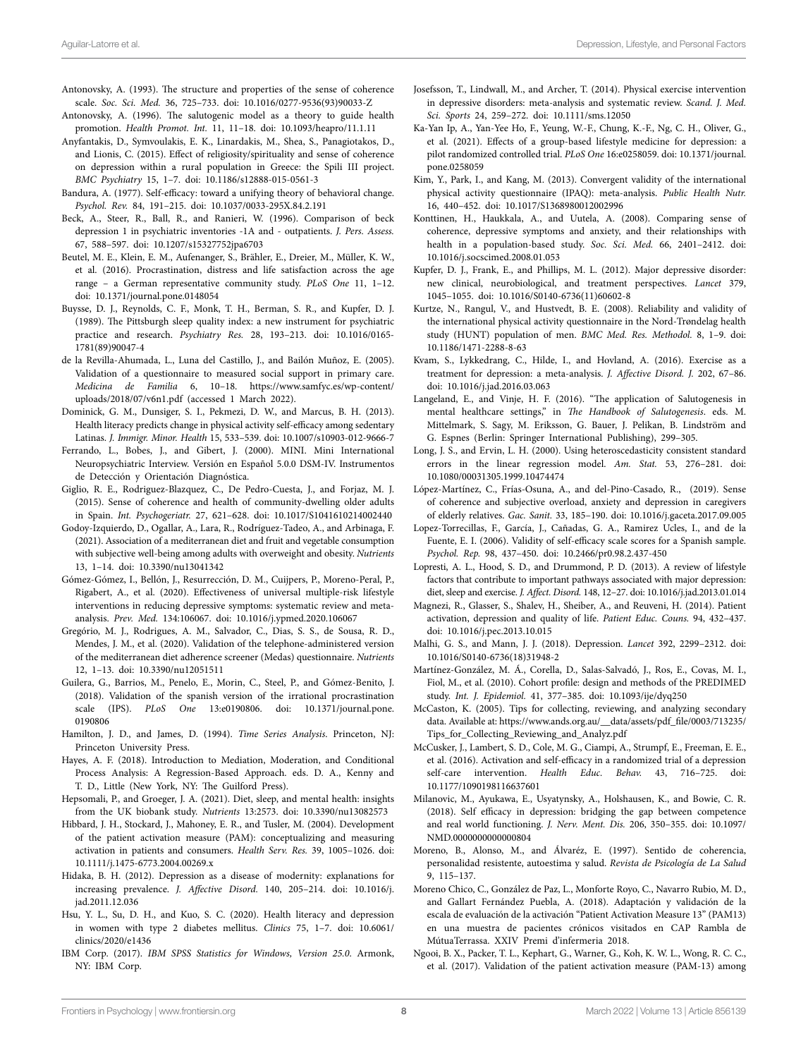Antonovsky, A. (1993). The structure and properties of the sense of coherence scale. *Soc. Sci. Med.* 36, 725–733. doi: 10.1016/0277-9536(93)90033-Z

Antonovsky, A. (1996). The salutogenic model as a theory to guide health promotion. *Health Promot. Int.* 11, 11–18. doi: 10.1093/heapro/11.1.11

Anyfantakis, D., Symvoulakis, E. K., Linardakis, M., Shea, S., Panagiotakos, D., and Lionis, C. (2015). Effect of religiosity/spirituality and sense of coherence on depression within a rural population in Greece: the Spili III project. *BMC Psychiatry* 15, 1–7. doi: 10.1186/s12888-015-0561-3

Bandura, A. (1977). Self-efficacy: toward a unifying theory of behavioral change. *Psychol. Rev.* 84, 191–215. doi: 10.1037/0033-295X.84.2.191

Beck, A., Steer, R., Ball, R., and Ranieri, W. (1996). Comparison of beck depression 1 in psychiatric inventories -1A and - outpatients. *J. Pers. Assess.* 67, 588–597. doi: 10.1207/s15327752jpa6703

Beutel, M. E., Klein, E. M., Aufenanger, S., Brähler, E., Dreier, M., Müller, K. W., et al. (2016). Procrastination, distress and life satisfaction across the age range – a German representative community study. *PLoS One* 11, 1–12. doi: 10.1371/journal.pone.0148054

Buysse, D. J., Reynolds, C. F., Monk, T. H., Berman, S. R., and Kupfer, D. J. (1989). The Pittsburgh sleep quality index: a new instrument for psychiatric practice and research. *Psychiatry Res.* 28, 193–213. doi: 10.1016/0165-1781(89)90047-4

de la Revilla-Ahumada, L., Luna del Castillo, J., and Bailón Muñoz, E. (2005). Validation of a questionnaire to measured social support in primary care. *Medicina de Familia* 6, 10–18. https://www.samfyc.es/wp-content/uploads/2018/07/v6n1.pdf (accessed 1 March 2022).

Dominick, G. M., Dunsiger, S. I., Pekmezi, D. W., and Marcus, B. H. (2013). Health literacy predicts change in physical activity self-efficacy among sedentary Latinas. *J. Immigr. Minor. Health* 15, 533–539. doi: 10.1007/s10903-012-9666-7

Ferrando, L., Bobes, J., and Gibert, J. (2000). MINI. Mini International Neuropsychiatric Interview. Versión en Español 5.0.0 DSM-IV. Instrumentos de Detección y Orientación Diagnóstica.

Giglio, R. E., Rodriguez-Blazquez, C., De Pedro-Cuesta, J., and Forjaz, M. J. (2015). Sense of coherence and health of community-dwelling older adults in Spain. *Int. Psychogeriatr.* 27, 621–628. doi: 10.1017/S1041610214002440

Godoy-Izquierdo, D., Ogallar, A., Lara, R., Rodríguez-Tadeo, A., and Arbinaga, F. (2021). Association of a mediterranean diet and fruit and vegetable consumption with subjective well-being among adults with overweight and obesity. *Nutrients* 13, 1–14. doi: 10.3390/nu13041342

Gómez-Gómez, I., Bellón, J., Resurrección, D. M., Cuijpers, P., Moreno-Peral, P., Rigabert, A., et al. (2020). Effectiveness of universal multiple-risk lifestyle interventions in reducing depressive symptoms: systematic review and meta-analysis. *Prev. Med.* 134:106067. doi: 10.1016/j.ypmed.2020.106067

Gregório, M. J., Rodrigues, A. M., Salvador, C., Dias, S. S., de Sousa, R. D., Mendes, J. M., et al. (2020). Validation of the telephone-administered version of the mediterranean diet adherence screener (Medas) questionnaire. *Nutrients* 12, 1–13. doi: 10.3390/nu12051511

Guilera, G., Barrios, M., Penelo, E., Morin, C., Steel, P., and Gómez-Benito, J. (2018). Validation of the spanish version of the irrational procrastination scale (IPS). *PLoS One* 13:e0190806. doi: 10.1371/journal.pone.0190806

Hamilton, J. D., and James, D. (1994). *Time Series Analysis*. Princeton, NJ: Princeton University Press.

Hayes, A. F. (2018). Introduction to Mediation, Moderation, and Conditional Process Analysis: A Regression-Based Approach. eds. D. A., Kenny and T. D., Little (New York, NY: The Guilford Press).

Hepsomali, P., and Groeger, J. A. (2021). Diet, sleep, and mental health: insights from the UK biobank study. *Nutrients* 13:2573. doi: 10.3390/nu13082573

Hibbard, J. H., Stockard, J., Mahoney, E. R., and Tusler, M. (2004). Development of the patient activation measure (PAM): conceptualizing and measuring activation in patients and consumers. *Health Serv. Res.* 39, 1005–1026. doi: 10.1111/j.1475-6773.2004.00269.x

Hidaka, B. H. (2012). Depression as a disease of modernity: explanations for increasing prevalence. *J. Affective Disord.* 140, 205–214. doi: 10.1016/j.jad.2011.12.036

Hsu, Y. L., Su, D. H., and Kuo, S. C. (2020). Health literacy and depression in women with type 2 diabetes mellitus. *Clinics* 75, 1–7. doi: 10.6061/clinics/2020/e1436

IBM Corp. (2017). *IBM SPSS Statistics for Windows, Version 25.0.* Armonk, NY: IBM Corp.

Josefsson, T., Lindwall, M., and Archer, T. (2014). Physical exercise intervention in depressive disorders: meta-analysis and systematic review. *Scand. J. Med. Sci. Sports* 24, 259–272. doi: 10.1111/sms.12050

Ka-Yan Ip, A., Yan-Yee Ho, F., Yeung, W.-F., Chung, K.-F., Ng, C. H., Oliver, G., et al. (2021). Effects of a group-based lifestyle medicine for depression: a pilot randomized controlled trial. *PLoS One* 16:e0258059. doi: 10.1371/journal.pone.0258059

Kim, Y., Park, I., and Kang, M. (2013). Convergent validity of the international physical activity questionnaire (IPAQ): meta-analysis. *Public Health Nutr.* 16, 440–452. doi: 10.1017/S1368980012002996

Konttinen, H., Haukkala, A., and Uutela, A. (2008). Comparing sense of coherence, depressive symptoms and anxiety, and their relationships with health in a population-based study. *Soc. Sci. Med.* 66, 2401–2412. doi: 10.1016/j.socscimed.2008.01.053

Kupfer, D. J., Frank, E., and Phillips, M. L. (2012). Major depressive disorder: new clinical, neurobiological, and treatment perspectives. *Lancet* 379, 1045–1055. doi: 10.1016/S0140-6736(11)60602-8

Kurtze, N., Rangul, V., and Hustvedt, B. E. (2008). Reliability and validity of the international physical activity questionnaire in the Nord-Trøndelag health study (HUNT) population of men. *BMC Med. Res. Methodol.* 8, 1–9. doi: 10.1186/1471-2288-8-63

Kvam, S., Lykkedrang, C., Hilde, I., and Hovland, A. (2016). Exercise as a treatment for depression: a meta-analysis. *J. Affective Disord. J.* 202, 67–86. doi: 10.1016/j.jad.2016.03.063

Langeland, E., and Vinje, H. F. (2016). "The application of Salutogenesis in mental healthcare settings," in *The Handbook of Salutogenesis*. eds. M. Mittelmark, S. Sagy, M. Eriksson, G. Bauer, J. Pelikan, B. Lindström and G. Espnes (Berlin: Springer International Publishing), 299–305.

Long, J. S., and Ervin, L. H. (2000). Using heteroscedasticity consistent standard errors in the linear regression model. *Am. Stat.* 53, 276–281. doi: 10.1080/00031305.1999.10474474

López-Martínez, C., Frías-Osuna, A., and del-Pino-Casado, R., (2019). Sense of coherence and subjective overload, anxiety and depression in caregivers of elderly relatives. *Gac. Sanit.* 33, 185–190. doi: 10.1016/j.gaceta.2017.09.005

Lopez-Torrecillas, F., García, J., Cañadas, G. A., Ramirez Ucles, I., and de la Fuente, E. I. (2006). Validity of self-efficacy scale scores for a Spanish sample. *Psychol. Rep.* 98, 437–450. doi: 10.2466/pr0.98.2.437-450

Lopresti, A. L., Hood, S. D., and Drummond, P. D. (2013). A review of lifestyle factors that contribute to important pathways associated with major depression: diet, sleep and exercise. *J. Affect. Disord.* 148, 12–27. doi: 10.1016/j.jad.2013.01.014

Magnezi, R., Glasser, S., Shalev, H., Sheiber, A., and Reuveni, H. (2014). Patient activation, depression and quality of life. *Patient Educ. Couns.* 94, 432–437. doi: 10.1016/j.pec.2013.10.015

Malhi, G. S., and Mann, J. J. (2018). Depression. *Lancet* 392, 2299–2312. doi: 10.1016/S0140-6736(18)31948-2

Martínez-González, M. Á., Corella, D., Salas-Salvadó, J., Ros, E., Covas, M. I., Fiol, M., et al. (2010). Cohort profile: design and methods of the PREDIMED study. *Int. J. Epidemiol.* 41, 377–385. doi: 10.1093/ije/dyq250

McCaston, K. (2005). Tips for collecting, reviewing, and analyzing secondary data. Available at: https://www.ands.org.au/__data/assets/pdf_file/0003/713235/Tips_for_Collecting_Reviewing_and_Analyz.pdf

McCusker, J., Lambert, S. D., Cole, M. G., Ciampi, A., Strumpf, E., Freeman, E. E., et al. (2016). Activation and self-efficacy in a randomized trial of a depression self-care intervention. *Health Educ. Behav.* 43, 716–725. doi: 10.1177/1090198116637601

Milanovic, M., Ayukawa, E., Usyatynsky, A., Holshausen, K., and Bowie, C. R. (2018). Self efficacy in depression: bridging the gap between competence and real world functioning. *J. Nerv. Ment. Dis.* 206, 350–355. doi: 10.1097/NMD.0000000000000804

Moreno, B., Alonso, M., and Álvaréz, E. (1997). Sentido de coherencia, personalidad resistente, autoestima y salud. *Revista de Psicología de La Salud* 9, 115–137.

Moreno Chico, C., González de Paz, L., Monforte Royo, C., Navarro Rubio, M. D., and Gallart Fernández Puebla, A. (2018). Adaptación y validación de la escala de evaluación de la activación "Patient Activation Measure 13" (PAM13) en una muestra de pacientes crónicos visitados en CAP Rambla de MútuaTerrassa. XXIV Premi d'infermeria 2018.

Ngooi, B. X., Packer, T. L., Kephart, G., Warner, G., Koh, K. W. L., Wong, R. C. C., et al. (2017). Validation of the patient activation measure (PAM-13) among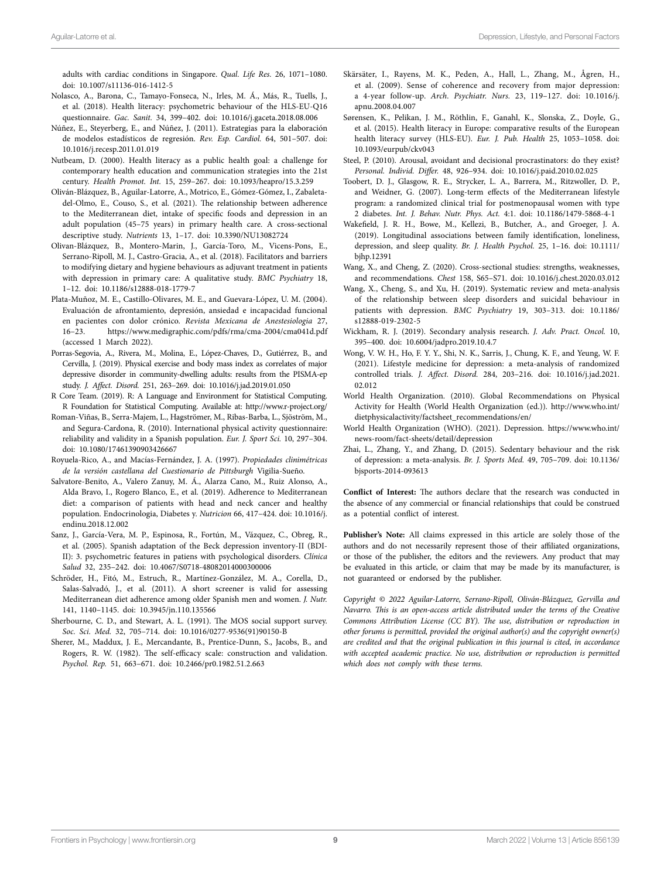adults with cardiac conditions in Singapore. *Qual. Life Res.* 26, 1071–1080. doi: 10.1007/s11136-016-1412-5

Nolasco, A., Barona, C., Tamayo-Fonseca, N., Irles, M. Á., Más, R., Tuells, J., et al. (2018). Health literacy: psychometric behaviour of the HLS-EU-Q16 questionnaire. *Gac. Sanit.* 34, 399–402. doi: 10.1016/j.gaceta.2018.08.006

Núñez, E., Steyerberg, E., and Núñez, J. (2011). Estrategias para la elaboración de modelos estadísticos de regresión. *Rev. Esp. Cardiol.* 64, 501–507. doi: 10.1016/j.recesp.2011.01.019

Nutbeam, D. (2000). Health literacy as a public health goal: a challenge for contemporary health education and communication strategies into the 21st century. *Health Promot. Int.* 15, 259–267. doi: 10.1093/heapro/15.3.259

Oliván-Blázquez, B., Aguilar-Latorre, A., Motrico, E., Gómez-Gómez, I., Zabaleta-del-Olmo, E., Couso, S., et al. (2021). The relationship between adherence to the Mediterranean diet, intake of specific foods and depression in an adult population (45–75 years) in primary health care. A cross-sectional descriptive study. *Nutrients* 13, 1–17. doi: 10.3390/NU13082724

Olivan-Blázquez, B., Montero-Marin, J., García-Toro, M., Vicens-Pons, E., Serrano-Ripoll, M. J., Castro-Gracia, A., et al. (2018). Facilitators and barriers to modifying dietary and hygiene behaviours as adjuvant treatment in patients with depression in primary care: A qualitative study. *BMC Psychiatry* 18, 1–12. doi: 10.1186/s12888-018-1779-7

Plata-Muñoz, M. E., Castillo-Olivares, M. E., and Guevara-López, U. M. (2004). Evaluación de afrontamiento, depresión, ansiedad e incapacidad funcional en pacientes con dolor crónico. *Revista Mexicana de Anestesiologia* 27, 16–23. https://www.medigraphic.com/pdfs/rma/cma-2004/cma041d.pdf (accessed 1 March 2022).

Porras-Segovia, A., Rivera, M., Molina, E., López-Chaves, D., Gutiérrez, B., and Cervilla, J. (2019). Physical exercise and body mass index as correlates of major depressive disorder in community-dwelling adults: results from the PISMA-ep study. *J. Affect. Disord.* 251, 263–269. doi: 10.1016/j.jad.2019.01.050

R Core Team. (2019). R: A Language and Environment for Statistical Computing. R Foundation for Statistical Computing. Available at: http://www.r-project.org/

Roman-Viñas, B., Serra-Majem, L., Hagströmer, M., Ribas-Barba, L., Sjöström, M., and Segura-Cardona, R. (2010). International physical activity questionnaire: reliability and validity in a Spanish population. *Eur. J. Sport Sci.* 10, 297–304. doi: 10.1080/17461390903426667

Royuela-Rico, A., and Macías-Fernández, J. A. (1997). *Propiedades clinimétricas de la versión castellana del Cuestionario de Pittsburgh* Vigilia-Sueño.

Salvatore-Benito, A., Valero Zanuy, M. Á., Alarza Cano, M., Ruiz Alonso, A., Alda Bravo, I., Rogero Blanco, E., et al. (2019). Adherence to Mediterranean diet: a comparison of patients with head and neck cancer and healthy population. Endocrinología, Diabetes y. *Nutricion* 66, 417–424. doi: 10.1016/j.endinu.2018.12.002

Sanz, J., García-Vera, M. P., Espinosa, R., Fortún, M., Vázquez, C., Obreg, R., et al. (2005). Spanish adaptation of the Beck depression inventory-II (BDI-II): 3. psychometric features in patiens with psychological disorders. *Clínica Salud* 32, 235–242. doi: 10.4067/S0718-48082014000300006

Schröder, H., Fitó, M., Estruch, R., Martínez-González, M. A., Corella, D., Salas-Salvadó, J., et al. (2011). A short screener is valid for assessing Mediterranean diet adherence among older Spanish men and women. *J. Nutr.* 141, 1140–1145. doi: 10.3945/jn.110.135566

Sherbourne, C. D., and Stewart, A. L. (1991). The MOS social support survey. *Soc. Sci. Med.* 32, 705–714. doi: 10.1016/0277-9536(91)90150-B

Sherer, M., Maddux, J. E., Mercandante, B., Prentice-Dunn, S., Jacobs, B., and Rogers, R. W. (1982). The self-efficacy scale: construction and validation. *Psychol. Rep.* 51, 663–671. doi: 10.2466/pr0.1982.51.2.663

Skärsäter, I., Rayens, M. K., Peden, A., Hall, L., Zhang, M., Ågren, H., et al. (2009). Sense of coherence and recovery from major depression: a 4-year follow-up. *Arch. Psychiatr. Nurs.* 23, 119–127. doi: 10.1016/j.apnu.2008.04.007

Sørensen, K., Pelikan, J. M., Röthlin, F., Ganahl, K., Slonska, Z., Doyle, G., et al. (2015). Health literacy in Europe: comparative results of the European health literacy survey (HLS-EU). *Eur. J. Pub. Health* 25, 1053–1058. doi: 10.1093/eurpub/ckv043

Steel, P. (2010). Arousal, avoidant and decisional procrastinators: do they exist? *Personal. Individ. Differ.* 48, 926–934. doi: 10.1016/j.paid.2010.02.025

Toobert, D. J., Glasgow, R. E., Strycker, L. A., Barrera, M., Ritzwoller, D. P., and Weidner, G. (2007). Long-term effects of the Mediterranean lifestyle program: a randomized clinical trial for postmenopausal women with type 2 diabetes. *Int. J. Behav. Nutr. Phys. Act.* 4:1. doi: 10.1186/1479-5868-4-1

Wakefield, J. R. H., Bowe, M., Kellezi, B., Butcher, A., and Groeger, J. A. (2019). Longitudinal associations between family identification, loneliness, depression, and sleep quality. *Br. J. Health Psychol.* 25, 1–16. doi: 10.1111/bjhp.12391

Wang, X., and Cheng, Z. (2020). Cross-sectional studies: strengths, weaknesses, and recommendations. *Chest* 158, S65–S71. doi: 10.1016/j.chest.2020.03.012

Wang, X., Cheng, S., and Xu, H. (2019). Systematic review and meta-analysis of the relationship between sleep disorders and suicidal behaviour in patients with depression. *BMC Psychiatry* 19, 303–313. doi: 10.1186/s12888-019-2302-5

Wickham, R. J. (2019). Secondary analysis research. *J. Adv. Pract. Oncol.* 10, 395–400. doi: 10.6004/jadpro.2019.10.4.7

Wong, V. W. H., Ho, F. Y. Y., Shi, N. K., Sarris, J., Chung, K. F., and Yeung, W. F. (2021). Lifestyle medicine for depression: a meta-analysis of randomized controlled trials. *J. Affect. Disord.* 284, 203–216. doi: 10.1016/j.jad.2021.02.012

World Health Organization. (2010). Global Recommendations on Physical Activity for Health (World Health Organization (ed.)). http://www.who.int/dietphysicalactivity/factsheet_recommendations/en/

World Health Organization (WHO). (2021). Depression. https://www.who.int/news-room/fact-sheets/detail/depression

Zhai, L., Zhang, Y., and Zhang, D. (2015). Sedentary behaviour and the risk of depression: a meta-analysis. *Br. J. Sports Med.* 49, 705–709. doi: 10.1136/bjsports-2014-093613

**Conflict of Interest:** The authors declare that the research was conducted in the absence of any commercial or financial relationships that could be construed as a potential conflict of interest.

**Publisher's Note:** All claims expressed in this article are solely those of the authors and do not necessarily represent those of their affiliated organizations, or those of the publisher, the editors and the reviewers. Any product that may be evaluated in this article, or claim that may be made by its manufacturer, is not guaranteed or endorsed by the publisher.

*Copyright © 2022 Aguilar-Latorre, Serrano-Ripoll, Oliván-Blázquez, Gervilla and Navarro. This is an open-access article distributed under the terms of the Creative Commons Attribution License (CC BY). The use, distribution or reproduction in other forums is permitted, provided the original author(s) and the copyright owner(s) are credited and that the original publication in this journal is cited, in accordance with accepted academic practice. No use, distribution or reproduction is permitted which does not comply with these terms.*